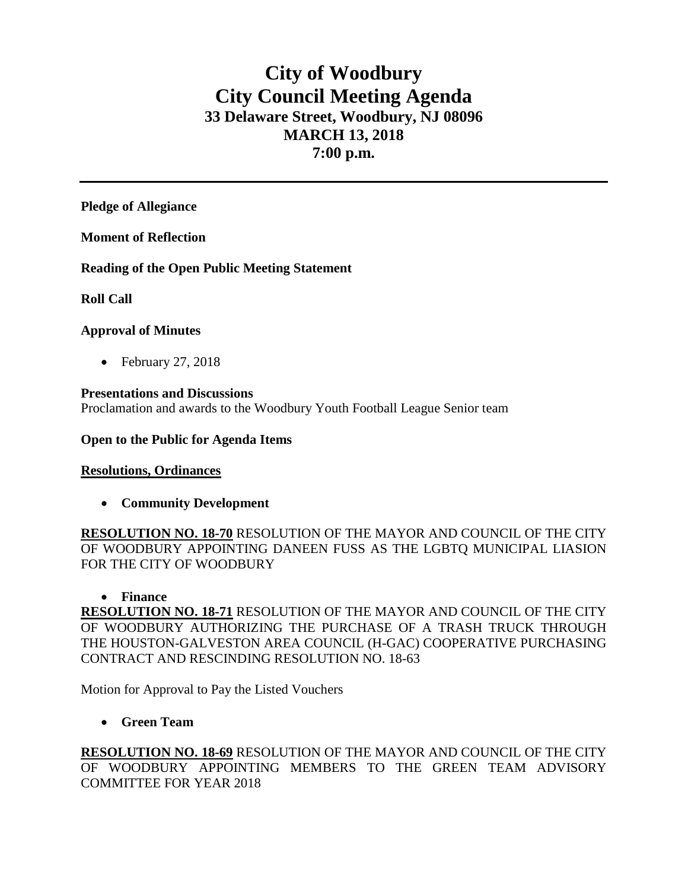# City of Woodbury
# City Council Meeting Agenda
## 33 Delaware Street, Woodbury, NJ 08096
## MARCH 13, 2018
## 7:00 p.m.

---

**Pledge of Allegiance**

**Moment of Reflection**

**Reading of the Open Public Meeting Statement**

**Roll Call**

**Approval of Minutes**

- February 27, 2018

**Presentations and Discussions**

Proclamation and awards to the Woodbury Youth Football League Senior team

**Open to the Public for Agenda Items**

**Resolutions, Ordinances**

- **Community Development**

**RESOLUTION NO. 18-70** RESOLUTION OF THE MAYOR AND COUNCIL OF THE CITY OF WOODBURY APPOINTING DANEEN FUSS AS THE LGBTQ MUNICIPAL LIASION FOR THE CITY OF WOODBURY

- **Finance**

**RESOLUTION NO. 18-71** RESOLUTION OF THE MAYOR AND COUNCIL OF THE CITY OF WOODBURY AUTHORIZING THE PURCHASE OF A TRASH TRUCK THROUGH THE HOUSTON-GALVESTON AREA COUNCIL (H-GAC) COOPERATIVE PURCHASING CONTRACT AND RESCINDING RESOLUTION NO. 18-63

Motion for Approval to Pay the Listed Vouchers

- **Green Team**

**RESOLUTION NO. 18-69** RESOLUTION OF THE MAYOR AND COUNCIL OF THE CITY OF WOODBURY APPOINTING MEMBERS TO THE GREEN TEAM ADVISORY COMMITTEE FOR YEAR 2018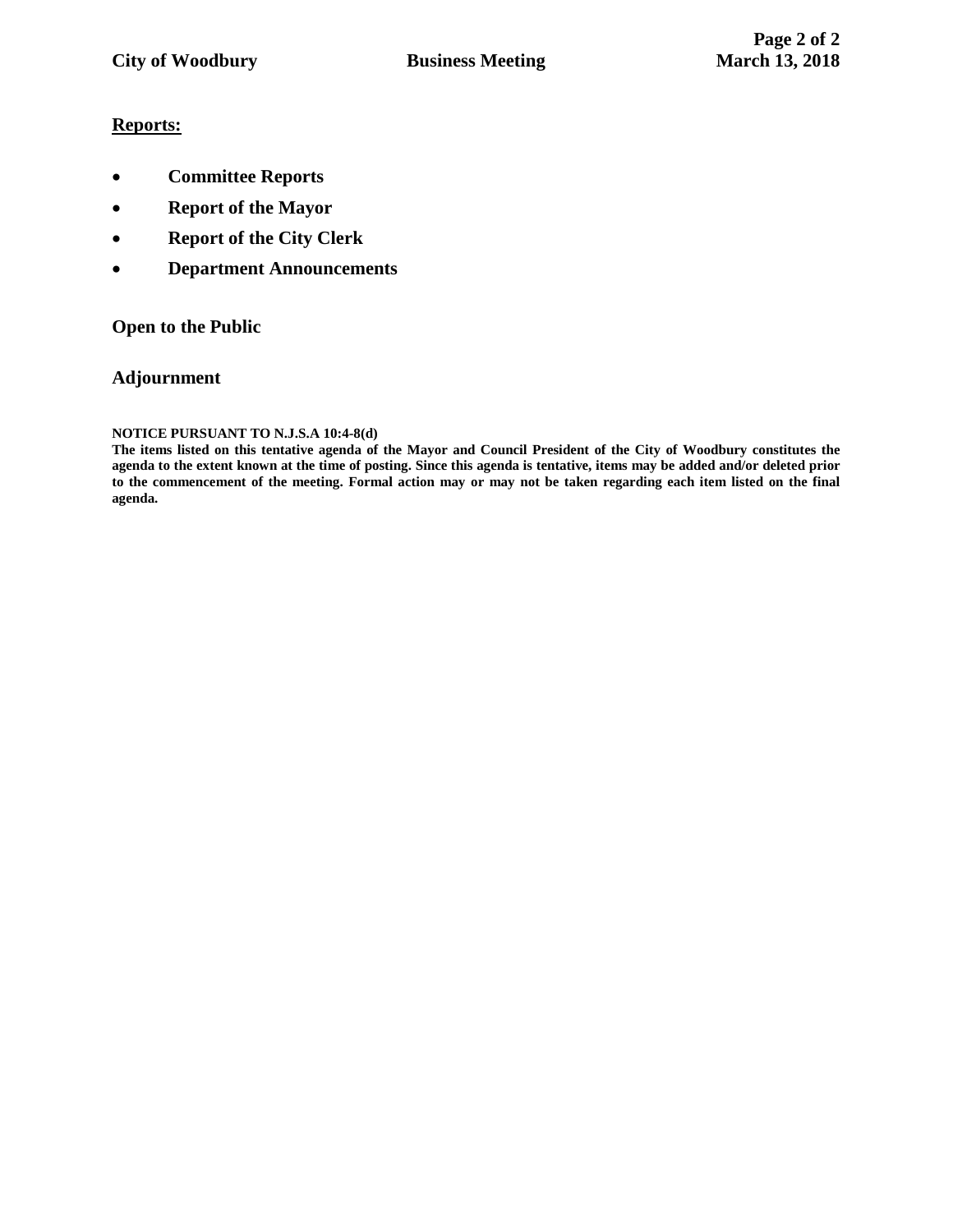## Reports:

- **Committee Reports**
- **Report of the Mayor**
- **Report of the City Clerk**
- **Department Announcements**

## Open to the Public

## Adjournment

**NOTICE PURSUANT TO N.J.S.A 10:4-8(d)**
**The items listed on this tentative agenda of the Mayor and Council President of the City of Woodbury constitutes the agenda to the extent known at the time of posting. Since this agenda is tentative, items may be added and/or deleted prior to the commencement of the meeting. Formal action may or may not be taken regarding each item listed on the final agenda.**